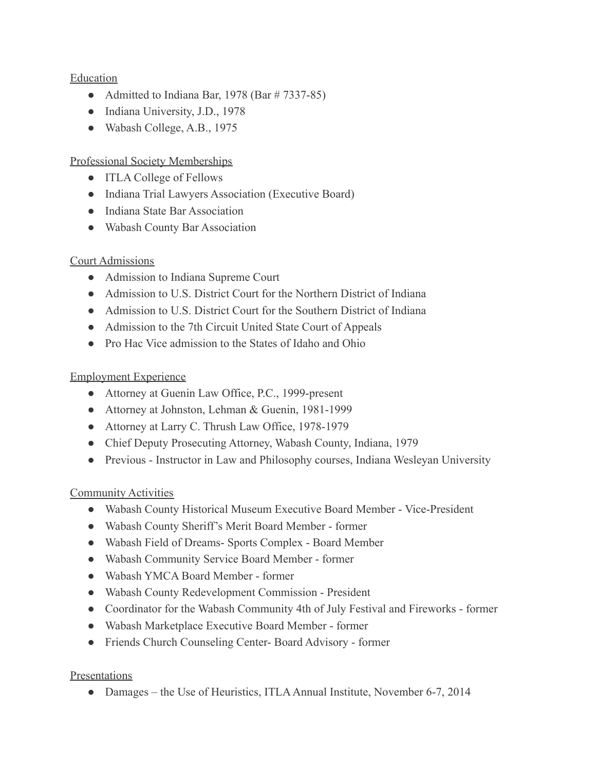## Education

- Admitted to Indiana Bar, 1978 (Bar # 7337-85)
- Indiana University, J.D., 1978
- Wabash College, A.B., 1975

## Professional Society Memberships

- ITLA College of Fellows
- Indiana Trial Lawyers Association (Executive Board)
- Indiana State Bar Association
- Wabash County Bar Association

## Court Admissions

- Admission to Indiana Supreme Court
- Admission to U.S. District Court for the Northern District of Indiana
- Admission to U.S. District Court for the Southern District of Indiana
- Admission to the 7th Circuit United State Court of Appeals
- Pro Hac Vice admission to the States of Idaho and Ohio

## Employment Experience

- Attorney at Guenin Law Office, P.C., 1999-present
- Attorney at Johnston, Lehman & Guenin, 1981-1999
- Attorney at Larry C. Thrush Law Office, 1978-1979
- Chief Deputy Prosecuting Attorney, Wabash County, Indiana, 1979
- Previous - Instructor in Law and Philosophy courses, Indiana Wesleyan University

## Community Activities

- Wabash County Historical Museum Executive Board Member - Vice-President
- Wabash County Sheriff's Merit Board Member - former
- Wabash Field of Dreams- Sports Complex - Board Member
- Wabash Community Service Board Member - former
- Wabash YMCA Board Member - former
- Wabash County Redevelopment Commission - President
- Coordinator for the Wabash Community 4th of July Festival and Fireworks - former
- Wabash Marketplace Executive Board Member - former
- Friends Church Counseling Center- Board Advisory - former

## Presentations

- Damages – the Use of Heuristics, ITLA Annual Institute, November 6-7, 2014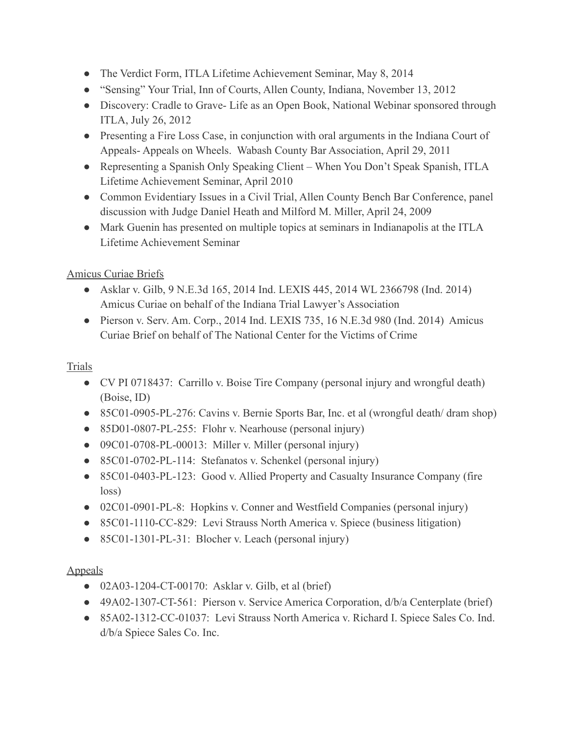- The Verdict Form, ITLA Lifetime Achievement Seminar, May 8, 2014
- "Sensing" Your Trial, Inn of Courts, Allen County, Indiana, November 13, 2012
- Discovery: Cradle to Grave- Life as an Open Book, National Webinar sponsored through ITLA, July 26, 2012
- Presenting a Fire Loss Case, in conjunction with oral arguments in the Indiana Court of Appeals- Appeals on Wheels. Wabash County Bar Association, April 29, 2011
- Representing a Spanish Only Speaking Client – When You Don't Speak Spanish, ITLA Lifetime Achievement Seminar, April 2010
- Common Evidentiary Issues in a Civil Trial, Allen County Bench Bar Conference, panel discussion with Judge Daniel Heath and Milford M. Miller, April 24, 2009
- Mark Guenin has presented on multiple topics at seminars in Indianapolis at the ITLA Lifetime Achievement Seminar

Amicus Curiae Briefs

- Asklar v. Gilb, 9 N.E.3d 165, 2014 Ind. LEXIS 445, 2014 WL 2366798 (Ind. 2014) Amicus Curiae on behalf of the Indiana Trial Lawyer's Association
- Pierson v. Serv. Am. Corp., 2014 Ind. LEXIS 735, 16 N.E.3d 980 (Ind. 2014) Amicus Curiae Brief on behalf of The National Center for the Victims of Crime

Trials

- CV PI 0718437: Carrillo v. Boise Tire Company (personal injury and wrongful death) (Boise, ID)
- 85C01-0905-PL-276: Cavins v. Bernie Sports Bar, Inc. et al (wrongful death/ dram shop)
- 85D01-0807-PL-255: Flohr v. Nearhouse (personal injury)
- 09C01-0708-PL-00013: Miller v. Miller (personal injury)
- 85C01-0702-PL-114: Stefanatos v. Schenkel (personal injury)
- 85C01-0403-PL-123: Good v. Allied Property and Casualty Insurance Company (fire loss)
- 02C01-0901-PL-8: Hopkins v. Conner and Westfield Companies (personal injury)
- 85C01-1110-CC-829: Levi Strauss North America v. Spiece (business litigation)
- 85C01-1301-PL-31: Blocher v. Leach (personal injury)

Appeals

- 02A03-1204-CT-00170: Asklar v. Gilb, et al (brief)
- 49A02-1307-CT-561: Pierson v. Service America Corporation, d/b/a Centerplate (brief)
- 85A02-1312-CC-01037: Levi Strauss North America v. Richard I. Spiece Sales Co. Ind. d/b/a Spiece Sales Co. Inc.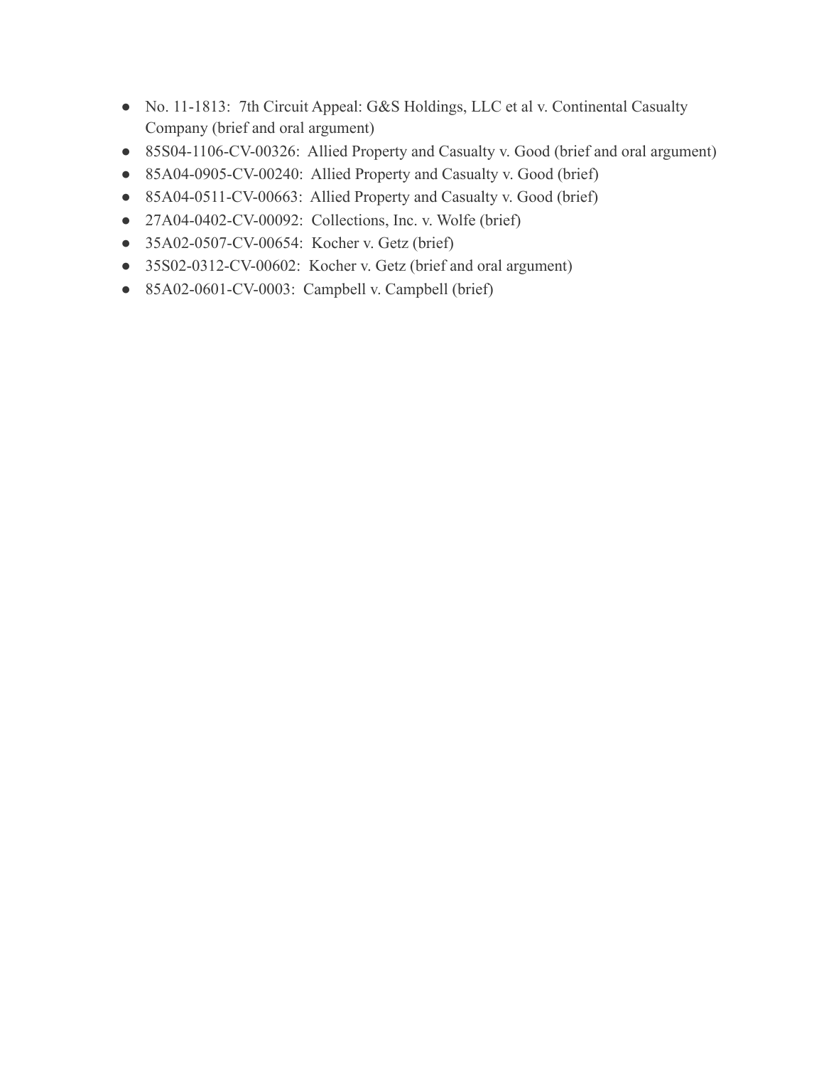- No. 11-1813: 7th Circuit Appeal: G&S Holdings, LLC et al v. Continental Casualty Company (brief and oral argument)
- 85S04-1106-CV-00326: Allied Property and Casualty v. Good (brief and oral argument)
- 85A04-0905-CV-00240: Allied Property and Casualty v. Good (brief)
- 85A04-0511-CV-00663: Allied Property and Casualty v. Good (brief)
- 27A04-0402-CV-00092: Collections, Inc. v. Wolfe (brief)
- 35A02-0507-CV-00654: Kocher v. Getz (brief)
- 35S02-0312-CV-00602: Kocher v. Getz (brief and oral argument)
- 85A02-0601-CV-0003: Campbell v. Campbell (brief)